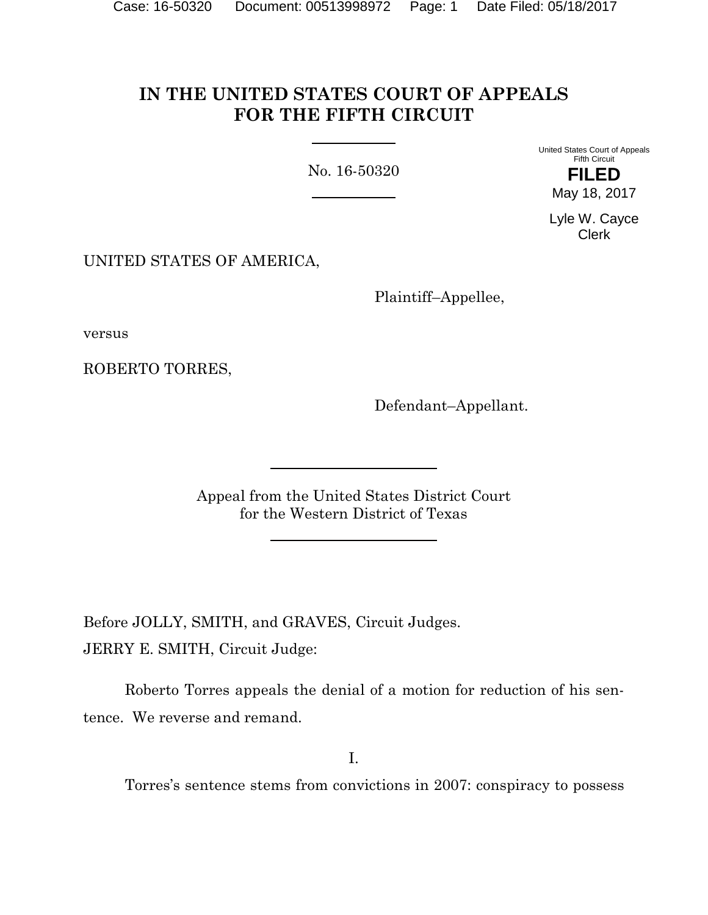# IN THE UNITED STATES COURT OF APPEALS FOR THE FIFTH CIRCUIT

No. 16-50320

United States Court of Appeals
Fifth Circuit

**FILED**

May 18, 2017

Lyle W. Cayce
Clerk

UNITED STATES OF AMERICA,

Plaintiff–Appellee,

versus

ROBERTO TORRES,

Defendant–Appellant.

Appeal from the United States District Court
for the Western District of Texas

Before JOLLY, SMITH, and GRAVES, Circuit Judges.

JERRY E. SMITH, Circuit Judge:

Roberto Torres appeals the denial of a motion for reduction of his sentence. We reverse and remand.

I.

Torres's sentence stems from convictions in 2007: conspiracy to possess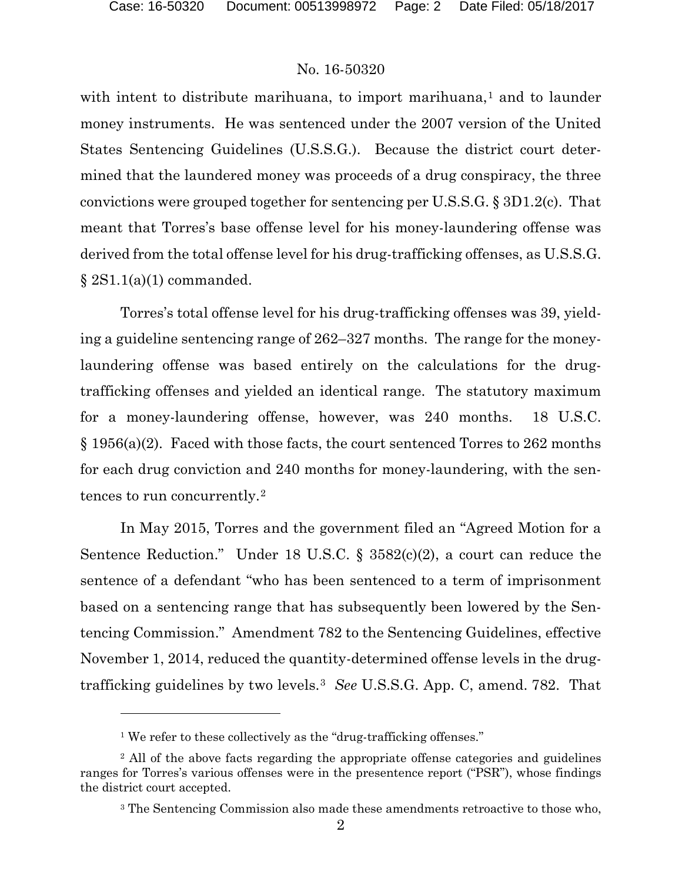with intent to distribute marihuana, to import marihuana,[1] and to launder money instruments. He was sentenced under the 2007 version of the United States Sentencing Guidelines (U.S.S.G.). Because the district court determined that the laundered money was proceeds of a drug conspiracy, the three convictions were grouped together for sentencing per U.S.S.G. § 3D1.2(c). That meant that Torres's base offense level for his money-laundering offense was derived from the total offense level for his drug-trafficking offenses, as U.S.S.G. § 2S1.1(a)(1) commanded.

Torres's total offense level for his drug-trafficking offenses was 39, yielding a guideline sentencing range of 262–327 months. The range for the money-laundering offense was based entirely on the calculations for the drug-trafficking offenses and yielded an identical range. The statutory maximum for a money-laundering offense, however, was 240 months. 18 U.S.C. § 1956(a)(2). Faced with those facts, the court sentenced Torres to 262 months for each drug conviction and 240 months for money-laundering, with the sentences to run concurrently.[2]

In May 2015, Torres and the government filed an "Agreed Motion for a Sentence Reduction." Under 18 U.S.C. § 3582(c)(2), a court can reduce the sentence of a defendant "who has been sentenced to a term of imprisonment based on a sentencing range that has subsequently been lowered by the Sentencing Commission." Amendment 782 to the Sentencing Guidelines, effective November 1, 2014, reduced the quantity-determined offense levels in the drug-trafficking guidelines by two levels.[3] *See* U.S.S.G. App. C, amend. 782. That

---

[1] We refer to these collectively as the "drug-trafficking offenses."

[2] All of the above facts regarding the appropriate offense categories and guidelines ranges for Torres's various offenses were in the presentence report ("PSR"), whose findings the district court accepted.

[3] The Sentencing Commission also made these amendments retroactive to those who,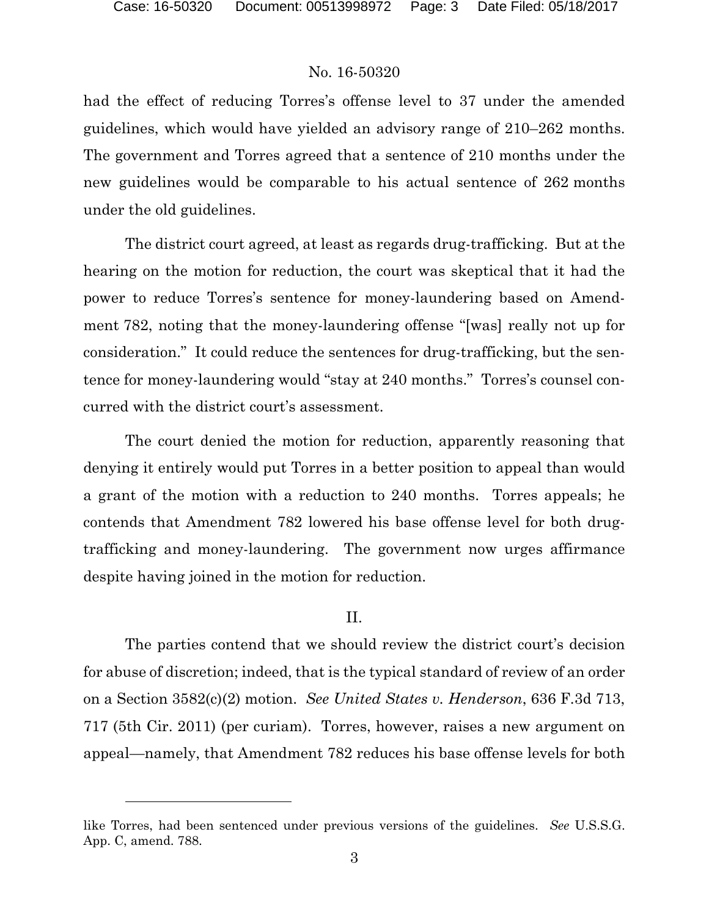had the effect of reducing Torres's offense level to 37 under the amended guidelines, which would have yielded an advisory range of 210–262 months. The government and Torres agreed that a sentence of 210 months under the new guidelines would be comparable to his actual sentence of 262 months under the old guidelines.

The district court agreed, at least as regards drug-trafficking. But at the hearing on the motion for reduction, the court was skeptical that it had the power to reduce Torres's sentence for money-laundering based on Amendment 782, noting that the money-laundering offense "[was] really not up for consideration." It could reduce the sentences for drug-trafficking, but the sentence for money-laundering would "stay at 240 months." Torres's counsel concurred with the district court's assessment.

The court denied the motion for reduction, apparently reasoning that denying it entirely would put Torres in a better position to appeal than would a grant of the motion with a reduction to 240 months. Torres appeals; he contends that Amendment 782 lowered his base offense level for both drug-trafficking and money-laundering. The government now urges affirmance despite having joined in the motion for reduction.

## II.

The parties contend that we should review the district court's decision for abuse of discretion; indeed, that is the typical standard of review of an order on a Section 3582(c)(2) motion. *See United States v. Henderson*, 636 F.3d 713, 717 (5th Cir. 2011) (per curiam). Torres, however, raises a new argument on appeal—namely, that Amendment 782 reduces his base offense levels for both

---

like Torres, had been sentenced under previous versions of the guidelines. *See* U.S.S.G. App. C, amend. 788.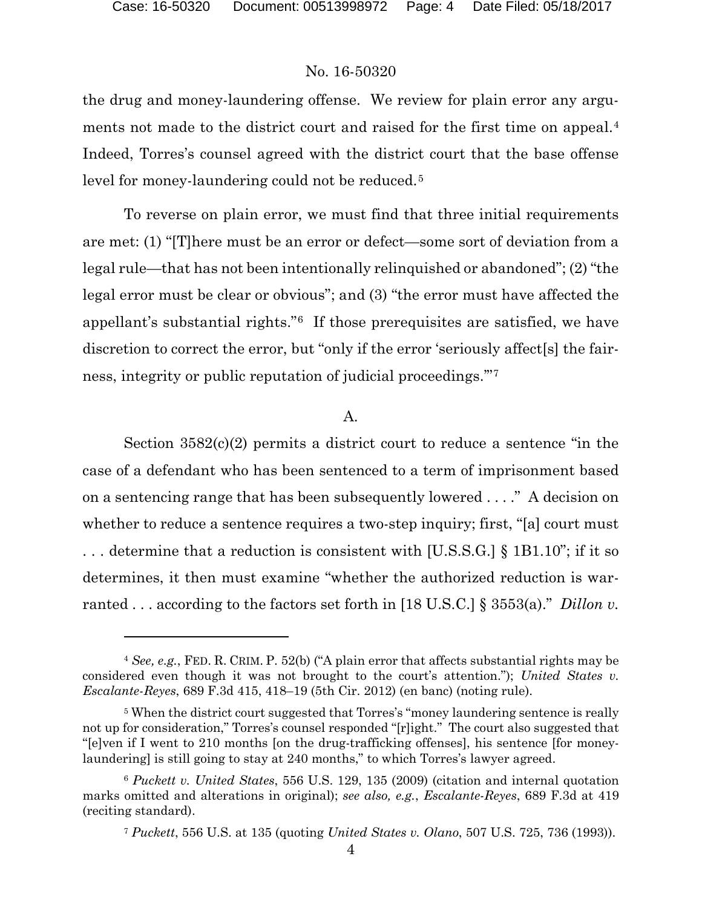the drug and money-laundering offense. We review for plain error any arguments not made to the district court and raised for the first time on appeal.[4] Indeed, Torres's counsel agreed with the district court that the base offense level for money-laundering could not be reduced.[5]

To reverse on plain error, we must find that three initial requirements are met: (1) "[T]here must be an error or defect—some sort of deviation from a legal rule—that has not been intentionally relinquished or abandoned"; (2) "the legal error must be clear or obvious"; and (3) "the error must have affected the appellant's substantial rights."[6] If those prerequisites are satisfied, we have discretion to correct the error, but "only if the error 'seriously affect[s] the fairness, integrity or public reputation of judicial proceedings.'"[7]

## A.

Section 3582(c)(2) permits a district court to reduce a sentence "in the case of a defendant who has been sentenced to a term of imprisonment based on a sentencing range that has been subsequently lowered . . . ." A decision on whether to reduce a sentence requires a two-step inquiry; first, "[a] court must . . . determine that a reduction is consistent with [U.S.S.G.] § 1B1.10"; if it so determines, it then must examine "whether the authorized reduction is warranted . . . according to the factors set forth in [18 U.S.C.] § 3553(a)." *Dillon v.*

---

[4] *See, e.g.*, FED. R. CRIM. P. 52(b) ("A plain error that affects substantial rights may be considered even though it was not brought to the court's attention."); *United States v. Escalante-Reyes*, 689 F.3d 415, 418–19 (5th Cir. 2012) (en banc) (noting rule).

[5] When the district court suggested that Torres's "money laundering sentence is really not up for consideration," Torres's counsel responded "[r]ight." The court also suggested that "[e]ven if I went to 210 months [on the drug-trafficking offenses], his sentence [for money-laundering] is still going to stay at 240 months," to which Torres's lawyer agreed.

[6] *Puckett v. United States*, 556 U.S. 129, 135 (2009) (citation and internal quotation marks omitted and alterations in original); *see also, e.g.*, *Escalante-Reyes*, 689 F.3d at 419 (reciting standard).

[7] *Puckett*, 556 U.S. at 135 (quoting *United States v. Olano*, 507 U.S. 725, 736 (1993)).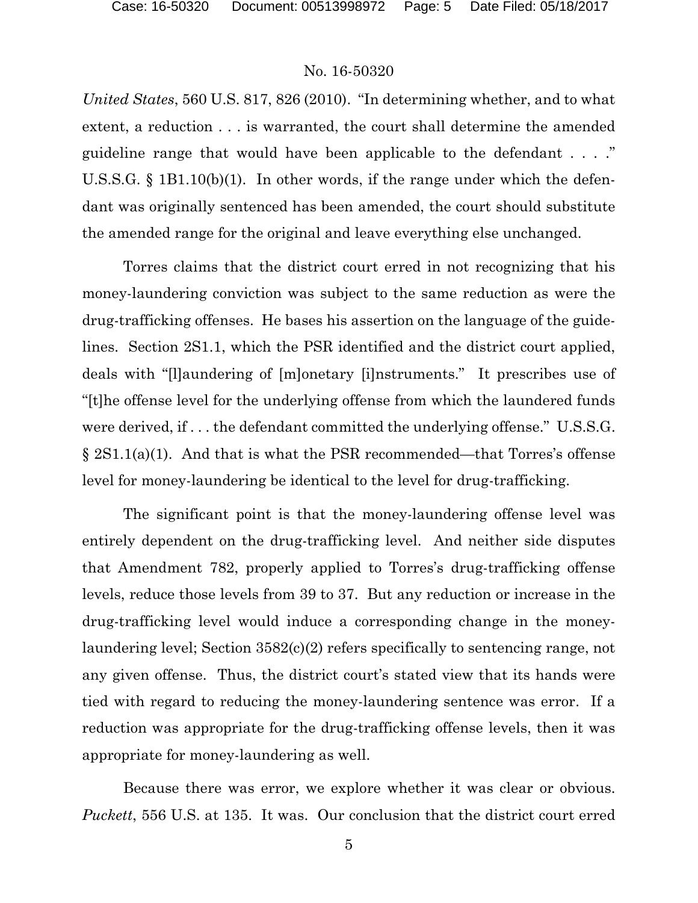*United States*, 560 U.S. 817, 826 (2010). "In determining whether, and to what extent, a reduction . . . is warranted, the court shall determine the amended guideline range that would have been applicable to the defendant . . . ." U.S.S.G. § 1B1.10(b)(1). In other words, if the range under which the defendant was originally sentenced has been amended, the court should substitute the amended range for the original and leave everything else unchanged.

Torres claims that the district court erred in not recognizing that his money-laundering conviction was subject to the same reduction as were the drug-trafficking offenses. He bases his assertion on the language of the guidelines. Section 2S1.1, which the PSR identified and the district court applied, deals with "[l]aundering of [m]onetary [i]nstruments." It prescribes use of "[t]he offense level for the underlying offense from which the laundered funds were derived, if . . . the defendant committed the underlying offense." U.S.S.G. § 2S1.1(a)(1). And that is what the PSR recommended—that Torres's offense level for money-laundering be identical to the level for drug-trafficking.

The significant point is that the money-laundering offense level was entirely dependent on the drug-trafficking level. And neither side disputes that Amendment 782, properly applied to Torres's drug-trafficking offense levels, reduce those levels from 39 to 37. But any reduction or increase in the drug-trafficking level would induce a corresponding change in the money-laundering level; Section 3582(c)(2) refers specifically to sentencing range, not any given offense. Thus, the district court's stated view that its hands were tied with regard to reducing the money-laundering sentence was error. If a reduction was appropriate for the drug-trafficking offense levels, then it was appropriate for money-laundering as well.

Because there was error, we explore whether it was clear or obvious. *Puckett*, 556 U.S. at 135. It was. Our conclusion that the district court erred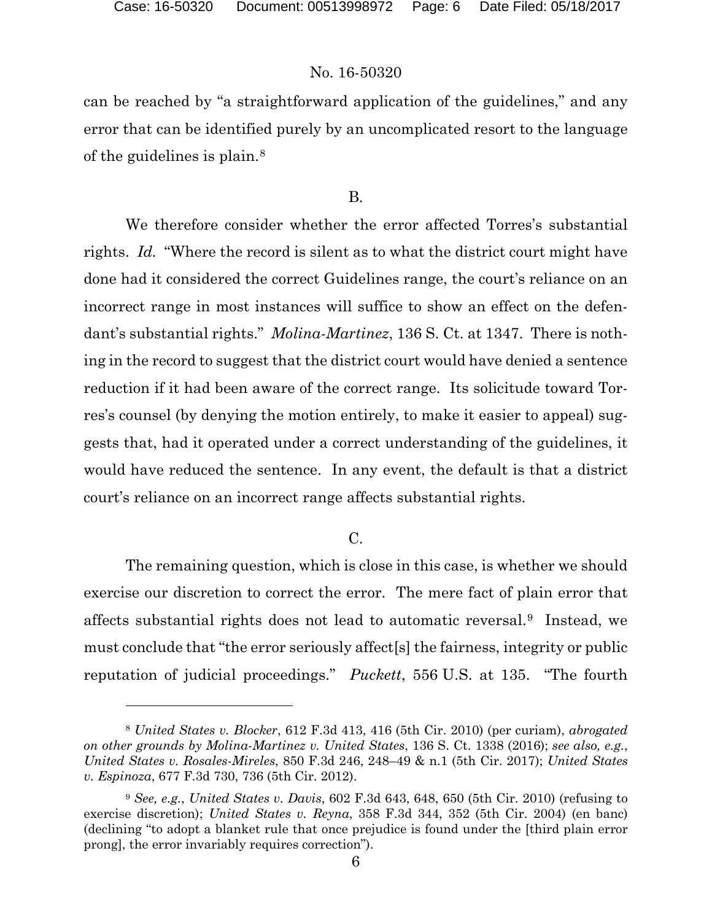can be reached by "a straightforward application of the guidelines," and any error that can be identified purely by an uncomplicated resort to the language of the guidelines is plain.[8]

B.

We therefore consider whether the error affected Torres's substantial rights. *Id.* "Where the record is silent as to what the district court might have done had it considered the correct Guidelines range, the court's reliance on an incorrect range in most instances will suffice to show an effect on the defendant's substantial rights." *Molina-Martinez*, 136 S. Ct. at 1347. There is nothing in the record to suggest that the district court would have denied a sentence reduction if it had been aware of the correct range. Its solicitude toward Torres's counsel (by denying the motion entirely, to make it easier to appeal) suggests that, had it operated under a correct understanding of the guidelines, it would have reduced the sentence. In any event, the default is that a district court's reliance on an incorrect range affects substantial rights.

C.

The remaining question, which is close in this case, is whether we should exercise our discretion to correct the error. The mere fact of plain error that affects substantial rights does not lead to automatic reversal.[9] Instead, we must conclude that "the error seriously affect[s] the fairness, integrity or public reputation of judicial proceedings." *Puckett*, 556 U.S. at 135. "The fourth

---

[8] *United States v. Blocker*, 612 F.3d 413, 416 (5th Cir. 2010) (per curiam), *abrogated on other grounds by Molina-Martinez v. United States*, 136 S. Ct. 1338 (2016); *see also, e.g.*, *United States v. Rosales-Mireles*, 850 F.3d 246, 248–49 & n.1 (5th Cir. 2017); *United States v. Espinoza*, 677 F.3d 730, 736 (5th Cir. 2012).

[9] *See, e.g.*, *United States v. Davis*, 602 F.3d 643, 648, 650 (5th Cir. 2010) (refusing to exercise discretion); *United States v. Reyna*, 358 F.3d 344, 352 (5th Cir. 2004) (en banc) (declining "to adopt a blanket rule that once prejudice is found under the [third plain error prong], the error invariably requires correction").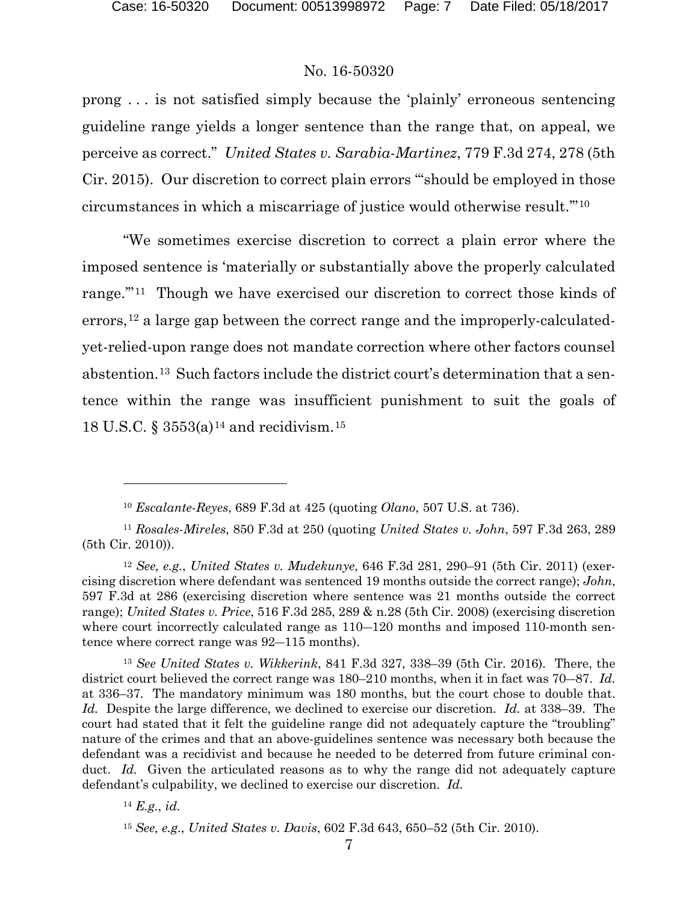prong . . . is not satisfied simply because the 'plainly' erroneous sentencing guideline range yields a longer sentence than the range that, on appeal, we perceive as correct." *United States v. Sarabia-Martinez*, 779 F.3d 274, 278 (5th Cir. 2015). Our discretion to correct plain errors "'should be employed in those circumstances in which a miscarriage of justice would otherwise result.'"[10]

"We sometimes exercise discretion to correct a plain error where the imposed sentence is 'materially or substantially above the properly calculated range.'"[11] Though we have exercised our discretion to correct those kinds of errors,[12] a large gap between the correct range and the improperly-calculated-yet-relied-upon range does not mandate correction where other factors counsel abstention.[13] Such factors include the district court's determination that a sentence within the range was insufficient punishment to suit the goals of 18 U.S.C. § 3553(a)[14] and recidivism.[15]

---

[10] *Escalante-Reyes*, 689 F.3d at 425 (quoting *Olano*, 507 U.S. at 736).

[11] *Rosales-Mireles*, 850 F.3d at 250 (quoting *United States v. John*, 597 F.3d 263, 289 (5th Cir. 2010)).

[12] *See, e.g.*, *United States v. Mudekunye*, 646 F.3d 281, 290–91 (5th Cir. 2011) (exercising discretion where defendant was sentenced 19 months outside the correct range); *John*, 597 F.3d at 286 (exercising discretion where sentence was 21 months outside the correct range); *United States v. Price*, 516 F.3d 285, 289 & n.28 (5th Cir. 2008) (exercising discretion where court incorrectly calculated range as 110–120 months and imposed 110-month sentence where correct range was 92–115 months).

[13] *See United States v. Wikkerink*, 841 F.3d 327, 338–39 (5th Cir. 2016). There, the district court believed the correct range was 180–210 months, when it in fact was 70–87. *Id.* at 336–37. The mandatory minimum was 180 months, but the court chose to double that. *Id.* Despite the large difference, we declined to exercise our discretion. *Id.* at 338–39. The court had stated that it felt the guideline range did not adequately capture the "troubling" nature of the crimes and that an above-guidelines sentence was necessary both because the defendant was a recidivist and because he needed to be deterred from future criminal conduct. *Id.* Given the articulated reasons as to why the range did not adequately capture defendant's culpability, we declined to exercise our discretion. *Id.*

[14] *E.g.*, *id.*

[15] *See, e.g.*, *United States v. Davis*, 602 F.3d 643, 650–52 (5th Cir. 2010).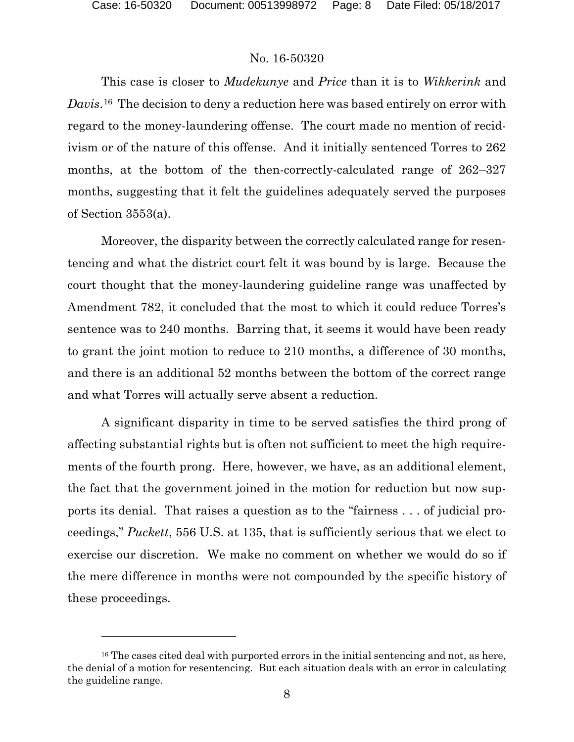This case is closer to *Mudekunye* and *Price* than it is to *Wikkerink* and *Davis*.[16] The decision to deny a reduction here was based entirely on error with regard to the money-laundering offense. The court made no mention of recidivism or of the nature of this offense. And it initially sentenced Torres to 262 months, at the bottom of the then-correctly-calculated range of 262–327 months, suggesting that it felt the guidelines adequately served the purposes of Section 3553(a).

Moreover, the disparity between the correctly calculated range for resentencing and what the district court felt it was bound by is large. Because the court thought that the money-laundering guideline range was unaffected by Amendment 782, it concluded that the most to which it could reduce Torres's sentence was to 240 months. Barring that, it seems it would have been ready to grant the joint motion to reduce to 210 months, a difference of 30 months, and there is an additional 52 months between the bottom of the correct range and what Torres will actually serve absent a reduction.

A significant disparity in time to be served satisfies the third prong of affecting substantial rights but is often not sufficient to meet the high requirements of the fourth prong. Here, however, we have, as an additional element, the fact that the government joined in the motion for reduction but now supports its denial. That raises a question as to the "fairness . . . of judicial proceedings," *Puckett*, 556 U.S. at 135, that is sufficiently serious that we elect to exercise our discretion. We make no comment on whether we would do so if the mere difference in months were not compounded by the specific history of these proceedings.

---

[16] The cases cited deal with purported errors in the initial sentencing and not, as here, the denial of a motion for resentencing. But each situation deals with an error in calculating the guideline range.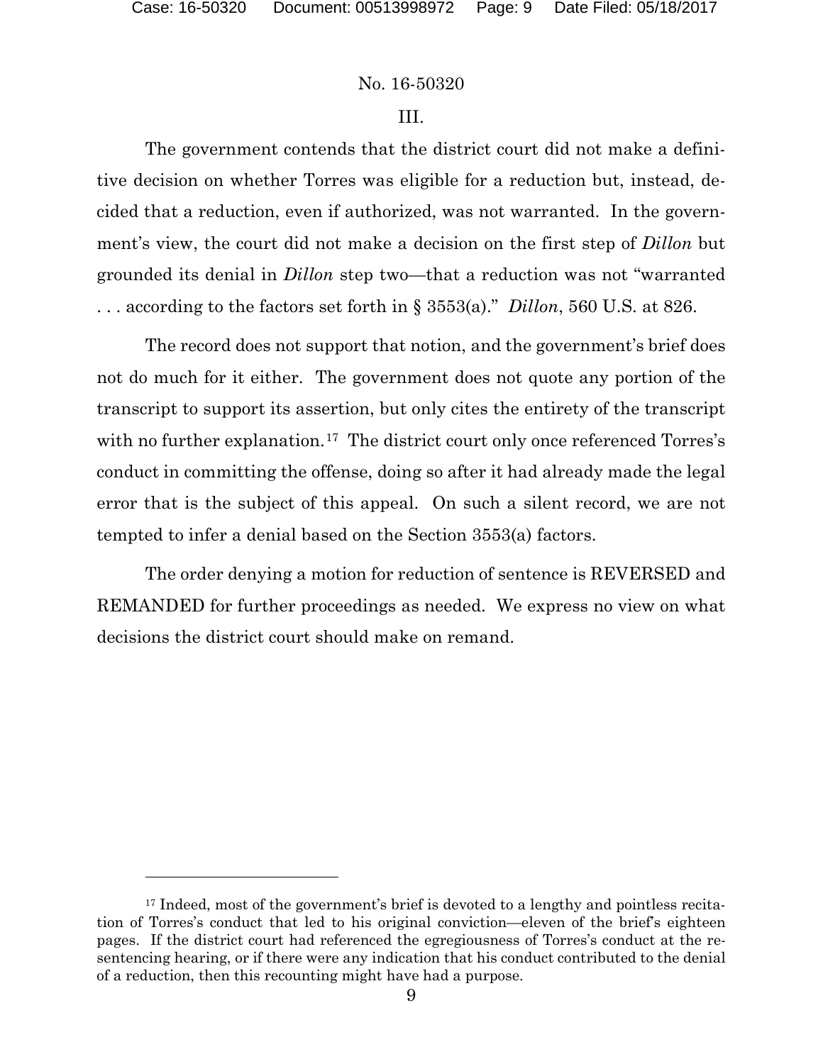No. 16-50320

## III.

The government contends that the district court did not make a definitive decision on whether Torres was eligible for a reduction but, instead, decided that a reduction, even if authorized, was not warranted. In the government's view, the court did not make a decision on the first step of *Dillon* but grounded its denial in *Dillon* step two—that a reduction was not "warranted . . . according to the factors set forth in § 3553(a)." *Dillon*, 560 U.S. at 826.

The record does not support that notion, and the government's brief does not do much for it either. The government does not quote any portion of the transcript to support its assertion, but only cites the entirety of the transcript with no further explanation.[17] The district court only once referenced Torres's conduct in committing the offense, doing so after it had already made the legal error that is the subject of this appeal. On such a silent record, we are not tempted to infer a denial based on the Section 3553(a) factors.

The order denying a motion for reduction of sentence is REVERSED and REMANDED for further proceedings as needed. We express no view on what decisions the district court should make on remand.

---

[17] Indeed, most of the government's brief is devoted to a lengthy and pointless recitation of Torres's conduct that led to his original conviction—eleven of the brief's eighteen pages. If the district court had referenced the egregiousness of Torres's conduct at the resentencing hearing, or if there were any indication that his conduct contributed to the denial of a reduction, then this recounting might have had a purpose.